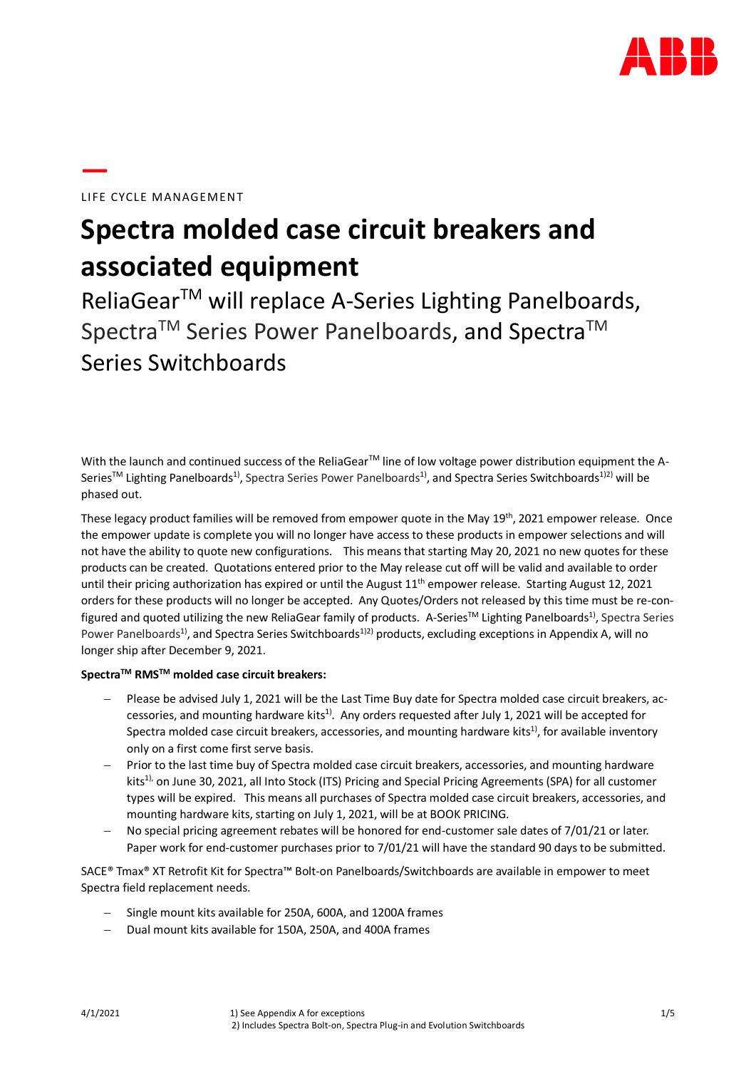LIFE CYCLE MANAGEMENT

# Spectra molded case circuit breakers and associated equipment

## ReliaGear™ will replace A-Series Lighting Panelboards, Spectra™ Series Power Panelboards, and Spectra™ Series Switchboards

With the launch and continued success of the ReliaGear™ line of low voltage power distribution equipment the A-Series™ Lighting Panelboards[1)], Spectra Series Power Panelboards[1)], and Spectra Series Switchboards[1)2)] will be phased out.

These legacy product families will be removed from empower quote in the May 19th, 2021 empower release. Once the empower update is complete you will no longer have access to these products in empower selections and will not have the ability to quote new configurations. This means that starting May 20, 2021 no new quotes for these products can be created. Quotations entered prior to the May release cut off will be valid and available to order until their pricing authorization has expired or until the August 11th empower release. Starting August 12, 2021 orders for these products will no longer be accepted. Any Quotes/Orders not released by this time must be re-configured and quoted utilizing the new ReliaGear family of products. A-Series™ Lighting Panelboards[1)], Spectra Series Power Panelboards[1)], and Spectra Series Switchboards[1)2)] products, excluding exceptions in Appendix A, will no longer ship after December 9, 2021.

**Spectra™ RMS™ molded case circuit breakers:**

- Please be advised July 1, 2021 will be the Last Time Buy date for Spectra molded case circuit breakers, accessories, and mounting hardware kits[1)]. Any orders requested after July 1, 2021 will be accepted for Spectra molded case circuit breakers, accessories, and mounting hardware kits[1)], for available inventory only on a first come first serve basis.
- Prior to the last time buy of Spectra molded case circuit breakers, accessories, and mounting hardware kits[1)] on June 30, 2021, all Into Stock (ITS) Pricing and Special Pricing Agreements (SPA) for all customer types will be expired. This means all purchases of Spectra molded case circuit breakers, accessories, and mounting hardware kits, starting on July 1, 2021, will be at BOOK PRICING.
- No special pricing agreement rebates will be honored for end-customer sale dates of 7/01/21 or later. Paper work for end-customer purchases prior to 7/01/21 will have the standard 90 days to be submitted.

SACE® Tmax® XT Retrofit Kit for Spectra™ Bolt-on Panelboards/Switchboards are available in empower to meet Spectra field replacement needs.

- Single mount kits available for 250A, 600A, and 1200A frames
- Dual mount kits available for 150A, 250A, and 400A frames

4/1/2021

1) See Appendix A for exceptions
2) Includes Spectra Bolt-on, Spectra Plug-in and Evolution Switchboards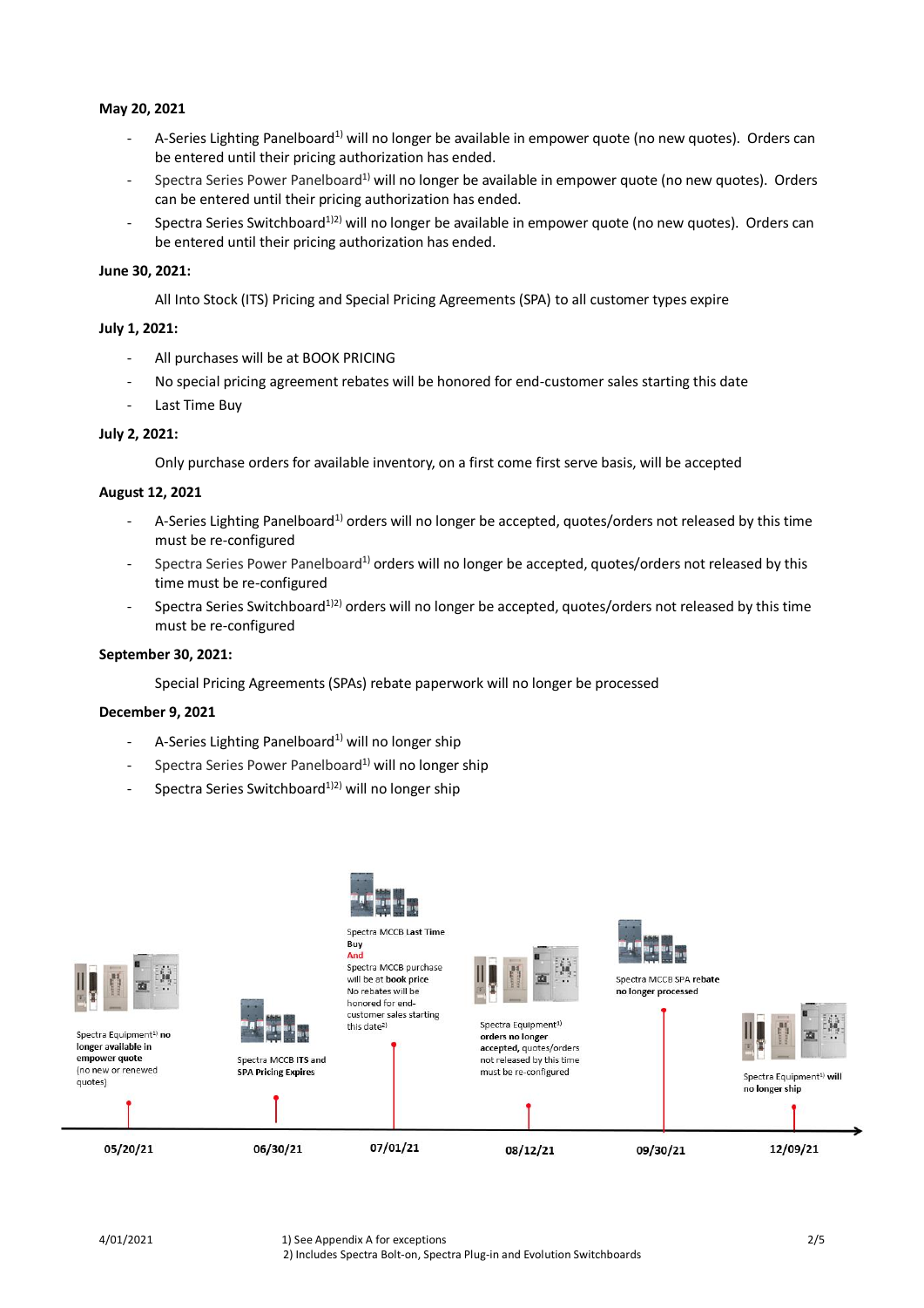**May 20, 2021**

- A-Series Lighting Panelboard[1)] will no longer be available in empower quote (no new quotes). Orders can be entered until their pricing authorization has ended.
- Spectra Series Power Panelboard[1)] will no longer be available in empower quote (no new quotes). Orders can be entered until their pricing authorization has ended.
- Spectra Series Switchboard[1)2)] will no longer be available in empower quote (no new quotes). Orders can be entered until their pricing authorization has ended.

**June 30, 2021:**

All Into Stock (ITS) Pricing and Special Pricing Agreements (SPA) to all customer types expire

**July 1, 2021:**

- All purchases will be at BOOK PRICING
- No special pricing agreement rebates will be honored for end-customer sales starting this date
- Last Time Buy

**July 2, 2021:**

Only purchase orders for available inventory, on a first come first serve basis, will be accepted

**August 12, 2021**

- A-Series Lighting Panelboard[1)] orders will no longer be accepted, quotes/orders not released by this time must be re-configured
- Spectra Series Power Panelboard[1)] orders will no longer be accepted, quotes/orders not released by this time must be re-configured
- Spectra Series Switchboard[1)2)] orders will no longer be accepted, quotes/orders not released by this time must be re-configured

**September 30, 2021:**

Special Pricing Agreements (SPAs) rebate paperwork will no longer be processed

**December 9, 2021**

- A-Series Lighting Panelboard[1)] will no longer ship
- Spectra Series Power Panelboard[1)] will no longer ship
- Spectra Series Switchboard[1)2)] will no longer ship

05/20/21 — Spectra Equipment[1)] **no longer available in empower quote** (no new or renewed quotes)

06/30/21 — Spectra MCCB **ITS** and **SPA Pricing Expires**

07/01/21 — Spectra MCCB **Last Time Buy** And Spectra MCCB purchase will be at **book price**. No rebates will be honored for end-customer sales starting this date[2)]

08/12/21 — Spectra Equipment[1)] **orders no longer accepted,** quotes/orders not released by this time must be re-configured

09/30/21 — Spectra MCCB **SPA rebate no longer processed**

12/09/21 — Spectra Equipment[1)] **will no longer ship**

4/01/2021

1) See Appendix A for exceptions
2) Includes Spectra Bolt-on, Spectra Plug-in and Evolution Switchboards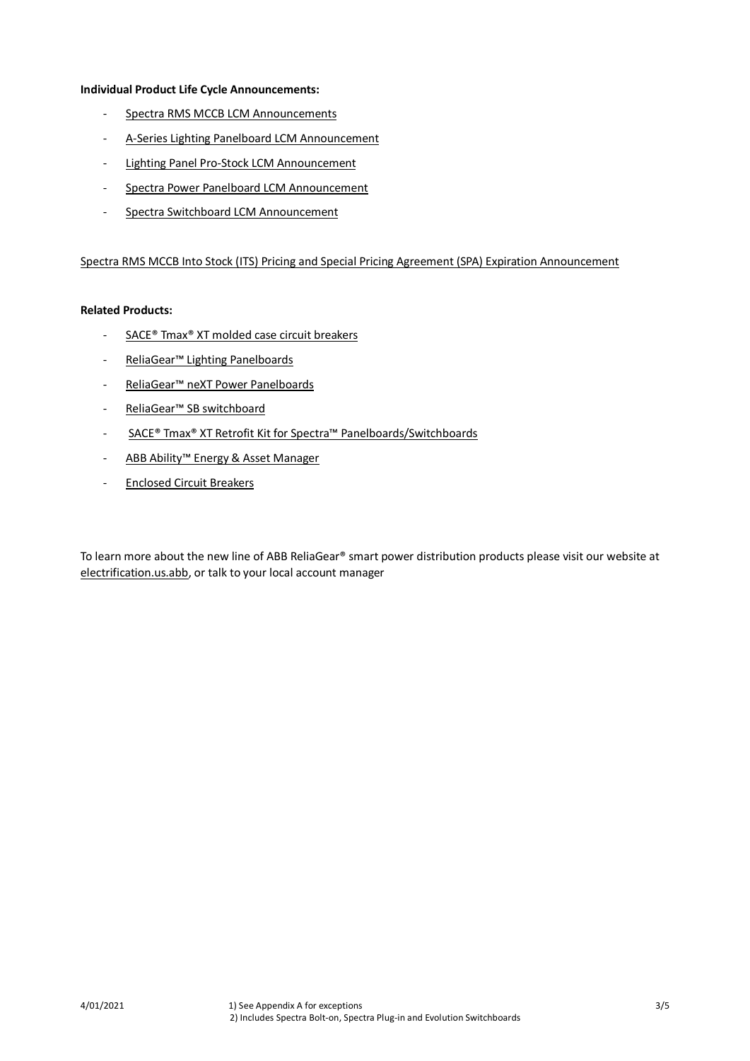**Individual Product Life Cycle Announcements:**

- Spectra RMS MCCB LCM Announcements
- A-Series Lighting Panelboard LCM Announcement
- Lighting Panel Pro-Stock LCM Announcement
- Spectra Power Panelboard LCM Announcement
- Spectra Switchboard LCM Announcement

Spectra RMS MCCB Into Stock (ITS) Pricing and Special Pricing Agreement (SPA) Expiration Announcement

**Related Products:**

- SACE® Tmax® XT molded case circuit breakers
- ReliaGear™ Lighting Panelboards
- ReliaGear™ neXT Power Panelboards
- ReliaGear™ SB switchboard
- SACE® Tmax® XT Retrofit Kit for Spectra™ Panelboards/Switchboards
- ABB Ability™ Energy & Asset Manager
- Enclosed Circuit Breakers

To learn more about the new line of ABB ReliaGear® smart power distribution products please visit our website at electrification.us.abb, or talk to your local account manager

1) See Appendix A for exceptions
2) Includes Spectra Bolt-on, Spectra Plug-in and Evolution Switchboards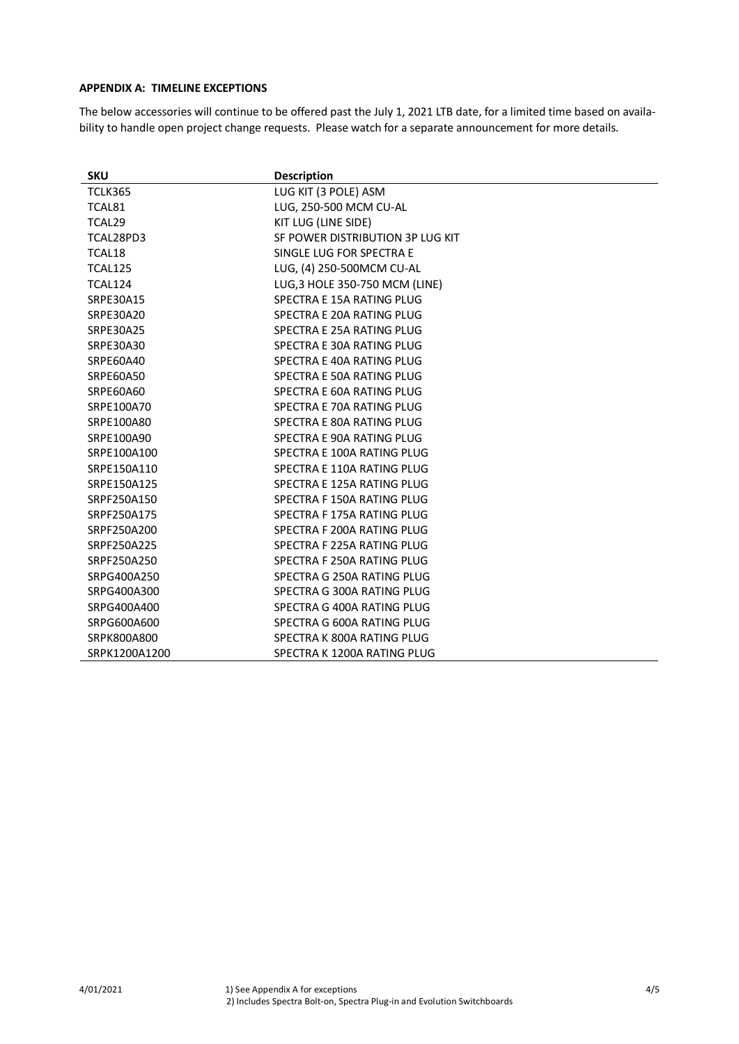**APPENDIX A: TIMELINE EXCEPTIONS**

The below accessories will continue to be offered past the July 1, 2021 LTB date, for a limited time based on availability to handle open project change requests. Please watch for a separate announcement for more details.

| SKU | Description |
| --- | --- |
| TCLK365 | LUG KIT (3 POLE) ASM |
| TCAL81 | LUG, 250-500 MCM CU-AL |
| TCAL29 | KIT LUG (LINE SIDE) |
| TCAL28PD3 | SF POWER DISTRIBUTION 3P LUG KIT |
| TCAL18 | SINGLE LUG FOR SPECTRA E |
| TCAL125 | LUG, (4) 250-500MCM CU-AL |
| TCAL124 | LUG,3 HOLE 350-750 MCM (LINE) |
| SRPE30A15 | SPECTRA E 15A RATING PLUG |
| SRPE30A20 | SPECTRA E 20A RATING PLUG |
| SRPE30A25 | SPECTRA E 25A RATING PLUG |
| SRPE30A30 | SPECTRA E 30A RATING PLUG |
| SRPE60A40 | SPECTRA E 40A RATING PLUG |
| SRPE60A50 | SPECTRA E 50A RATING PLUG |
| SRPE60A60 | SPECTRA E 60A RATING PLUG |
| SRPE100A70 | SPECTRA E 70A RATING PLUG |
| SRPE100A80 | SPECTRA E 80A RATING PLUG |
| SRPE100A90 | SPECTRA E 90A RATING PLUG |
| SRPE100A100 | SPECTRA E 100A RATING PLUG |
| SRPE150A110 | SPECTRA E 110A RATING PLUG |
| SRPE150A125 | SPECTRA E 125A RATING PLUG |
| SRPF250A150 | SPECTRA F 150A RATING PLUG |
| SRPF250A175 | SPECTRA F 175A RATING PLUG |
| SRPF250A200 | SPECTRA F 200A RATING PLUG |
| SRPF250A225 | SPECTRA F 225A RATING PLUG |
| SRPF250A250 | SPECTRA F 250A RATING PLUG |
| SRPG400A250 | SPECTRA G 250A RATING PLUG |
| SRPG400A300 | SPECTRA G 300A RATING PLUG |
| SRPG400A400 | SPECTRA G 400A RATING PLUG |
| SRPG600A600 | SPECTRA G 600A RATING PLUG |
| SRPK800A800 | SPECTRA K 800A RATING PLUG |
| SRPK1200A1200 | SPECTRA K 1200A RATING PLUG |

1) See Appendix A for exceptions
2) Includes Spectra Bolt-on, Spectra Plug-in and Evolution Switchboards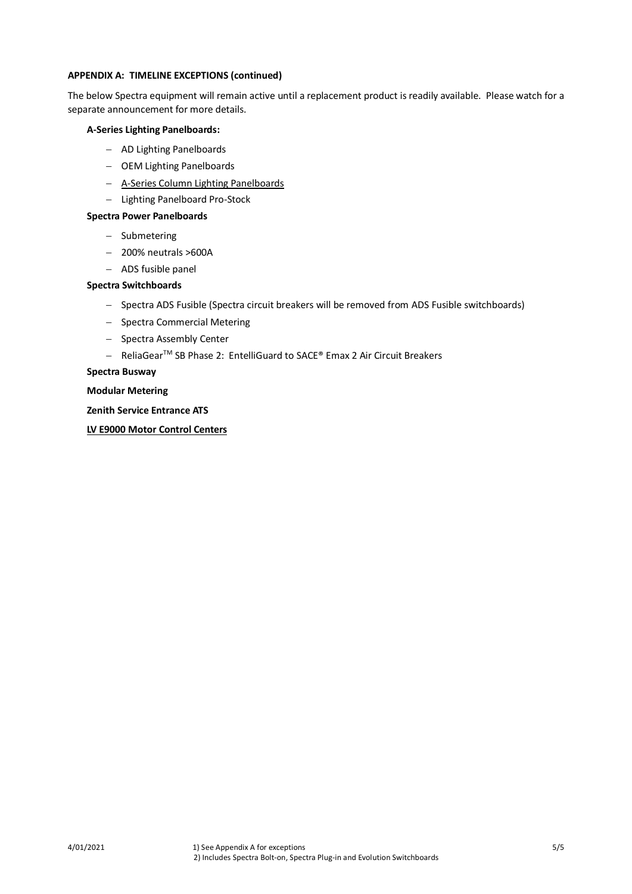**APPENDIX A: TIMELINE EXCEPTIONS (continued)**

The below Spectra equipment will remain active until a replacement product is readily available. Please watch for a separate announcement for more details.

**A-Series Lighting Panelboards:**

- AD Lighting Panelboards
- OEM Lighting Panelboards
- A-Series Column Lighting Panelboards
- Lighting Panelboard Pro-Stock

**Spectra Power Panelboards**

- Submetering
- 200% neutrals >600A
- ADS fusible panel

**Spectra Switchboards**

- Spectra ADS Fusible (Spectra circuit breakers will be removed from ADS Fusible switchboards)
- Spectra Commercial Metering
- Spectra Assembly Center
- ReliaGear™ SB Phase 2: EntelliGuard to SACE® Emax 2 Air Circuit Breakers

**Spectra Busway**

**Modular Metering**

**Zenith Service Entrance ATS**

**LV E9000 Motor Control Centers**

1) See Appendix A for exceptions
2) Includes Spectra Bolt-on, Spectra Plug-in and Evolution Switchboards